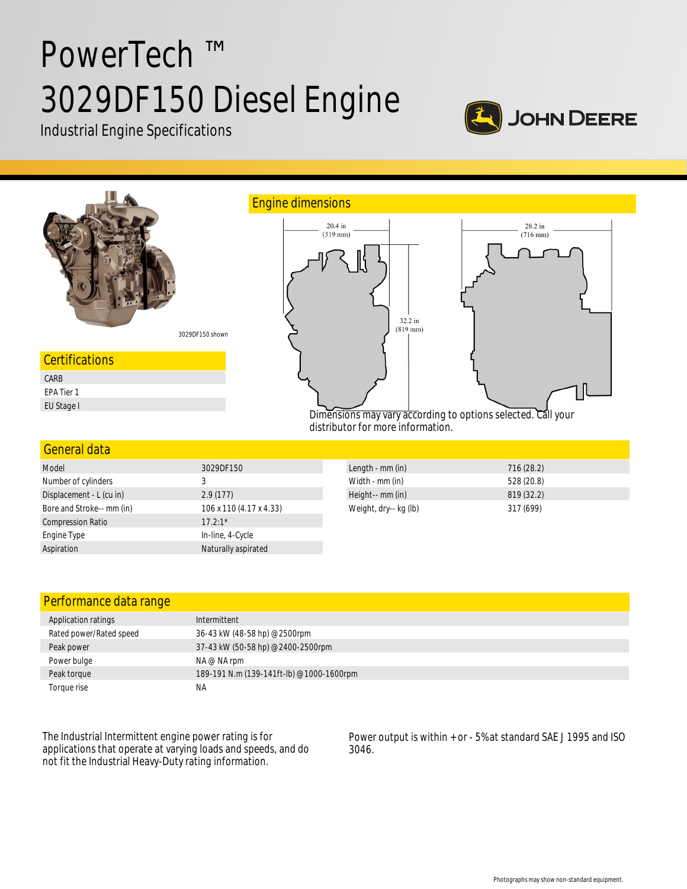# PowerTech ™ 3029DF150 Diesel Engine

Industrial Engine Specifications

JOHN DEERE

3029DF150 shown

## Engine dimensions

20.4 in (519 mm)

32.2 in (819 mm)

28.2 in (716 mm)

Dimensions may vary according to options selected. Call your distributor for more information.

## Certifications

| Certifications |
|---|
| CARB |
| EPA Tier 1 |
| EU Stage I |

## General data

| | |
|---|---|
| Model | 3029DF150 |
| Number of cylinders | 3 |
| Displacement - L (cu in) | 2.9 (177) |
| Bore and Stroke-- mm (in) | 106 x 110 (4.17 x 4.33) |
| Compression Ratio | 17.2:1* |
| Engine Type | In-line, 4-Cycle |
| Aspiration | Naturally aspirated |

| | |
|---|---|
| Length - mm (in) | 716 (28.2) |
| Width - mm (in) | 528 (20.8) |
| Height-- mm (in) | 819 (32.2) |
| Weight, dry-- kg (lb) | 317 (699) |

## Performance data range

| | |
|---|---|
| Application ratings | Intermittent |
| Rated power/Rated speed | 36-43 kW (48-58 hp) @ 2500rpm |
| Peak power | 37-43 kW (50-58 hp) @ 2400-2500rpm |
| Power bulge | NA @ NA rpm |
| Peak torque | 189-191 N.m (139-141ft-lb) @ 1000-1600rpm |
| Torque rise | NA |

The Industrial Intermittent engine power rating is for applications that operate at varying loads and speeds, and do not fit the Industrial Heavy-Duty rating information.

Power output is within + or - 5% at standard SAE J 1995 and ISO 3046.

Photographs may show non-standard equipment.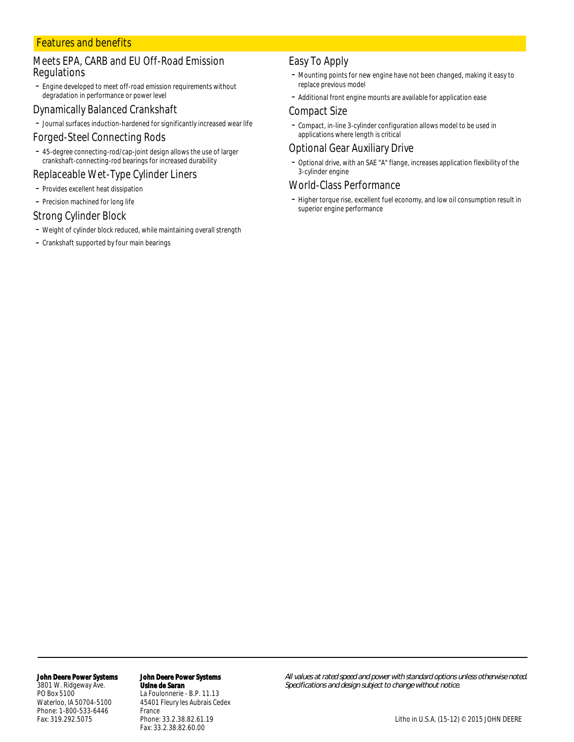## Features and benefits

### Meets EPA, CARB and EU Off-Road Emission Regulations

- Engine developed to meet off-road emission requirements without degradation in performance or power level

### Dynamically Balanced Crankshaft

- Journal surfaces induction-hardened for significantly increased wear life

### Forged-Steel Connecting Rods

- 45-degree connecting-rod/cap-joint design allows the use of larger crankshaft-connecting-rod bearings for increased durability

### Replaceable Wet-Type Cylinder Liners

- Provides excellent heat dissipation
- Precision machined for long life

### Strong Cylinder Block

- Weight of cylinder block reduced, while maintaining overall strength
- Crankshaft supported by four main bearings

### Easy To Apply

- Mounting points for new engine have not been changed, making it easy to replace previous model
- Additional front engine mounts are available for application ease

### Compact Size

- Compact, in-line 3-cylinder configuration allows model to be used in applications where length is critical

### Optional Gear Auxiliary Drive

- Optional drive, with an SAE "A" flange, increases application flexibility of the 3-cylinder engine

### World-Class Performance

- Higher torque rise, excellent fuel economy, and low oil consumption result in superior engine performance

---

**John Deere Power Systems**
3801 W. Ridgeway Ave.
PO Box 5100
Waterloo, IA 50704-5100
Phone: 1-800-533-6446
Fax: 319.292.5075

**John Deere Power Systems**
**Usine de Saran**
La Foulonnerie - B.P. 11.13
45401 Fleury les Aubrais Cedex
France
Phone: 33.2.38.82.61.19
Fax: 33.2.38.82.60.00

*All values at rated speed and power with standard options unless otherwise noted. Specifications and design subject to change without notice.*

Litho in U.S.A. (15-12) © 2015 JOHN DEERE